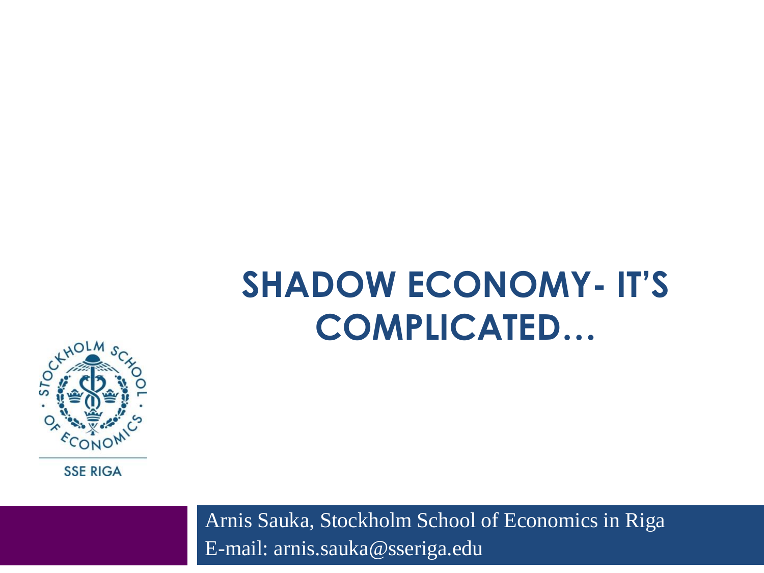# SHADOW ECONOMY- IT'S COMPLICATED…

SSE RIGA

Arnis Sauka, Stockholm School of Economics in Riga
E-mail: arnis.sauka@sseriga.edu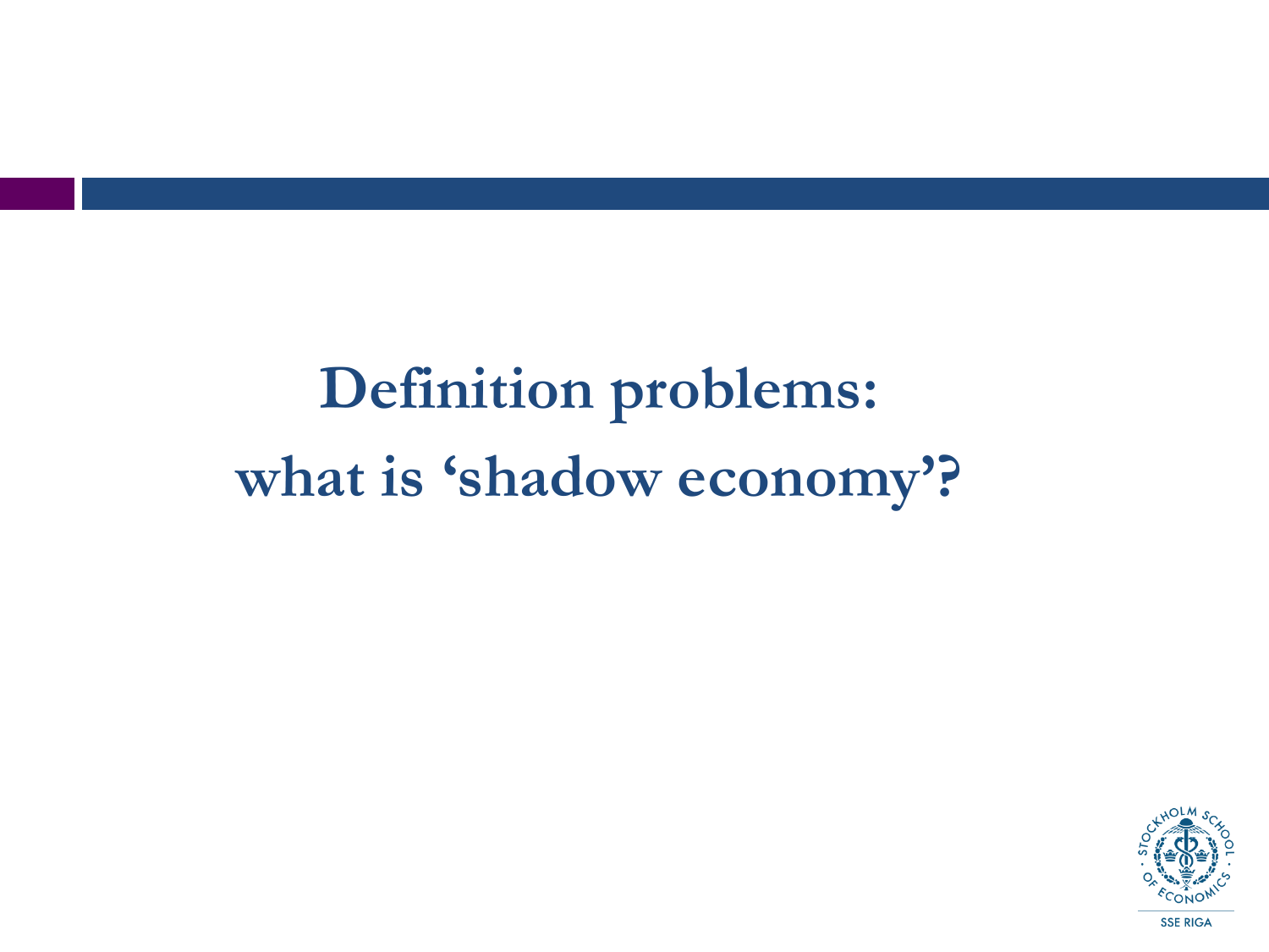# Definition problems: what is 'shadow economy'?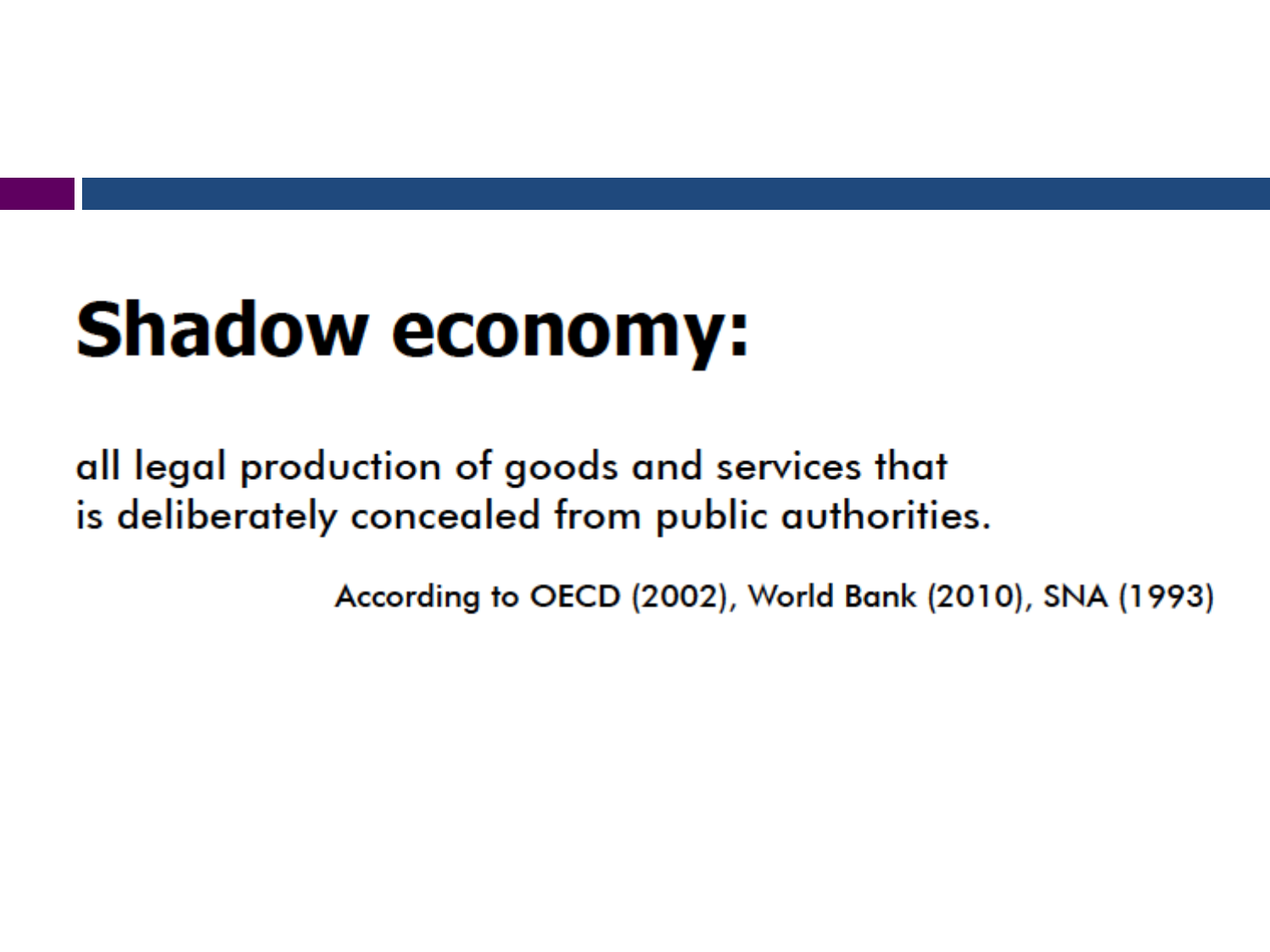# Shadow economy:

all legal production of goods and services that
is deliberately concealed from public authorities.

According to OECD (2002), World Bank (2010), SNA (1993)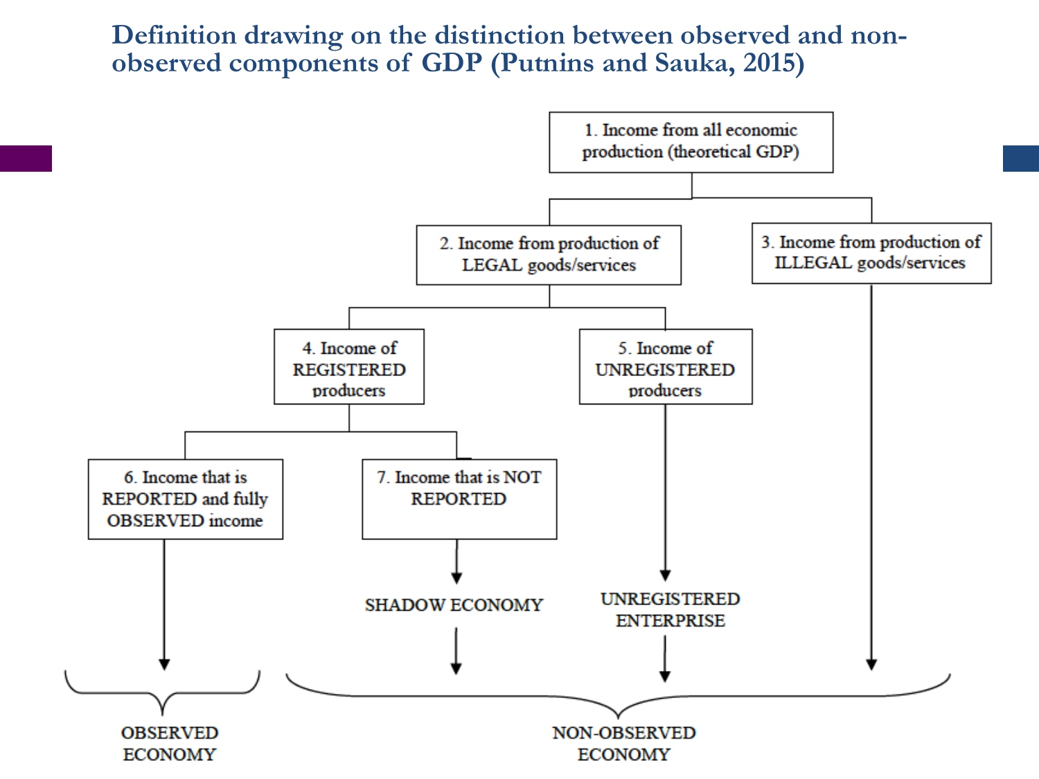# Definition drawing on the distinction between observed and non-observed components of GDP (Putnins and Sauka, 2015)

1. Income from all economic production (theoretical GDP)

2. Income from production of LEGAL goods/services

3. Income from production of ILLEGAL goods/services

4. Income of REGISTERED producers

5. Income of UNREGISTERED producers

6. Income that is REPORTED and fully OBSERVED income

7. Income that is NOT REPORTED

SHADOW ECONOMY

UNREGISTERED ENTERPRISE

OBSERVED ECONOMY

NON-OBSERVED ECONOMY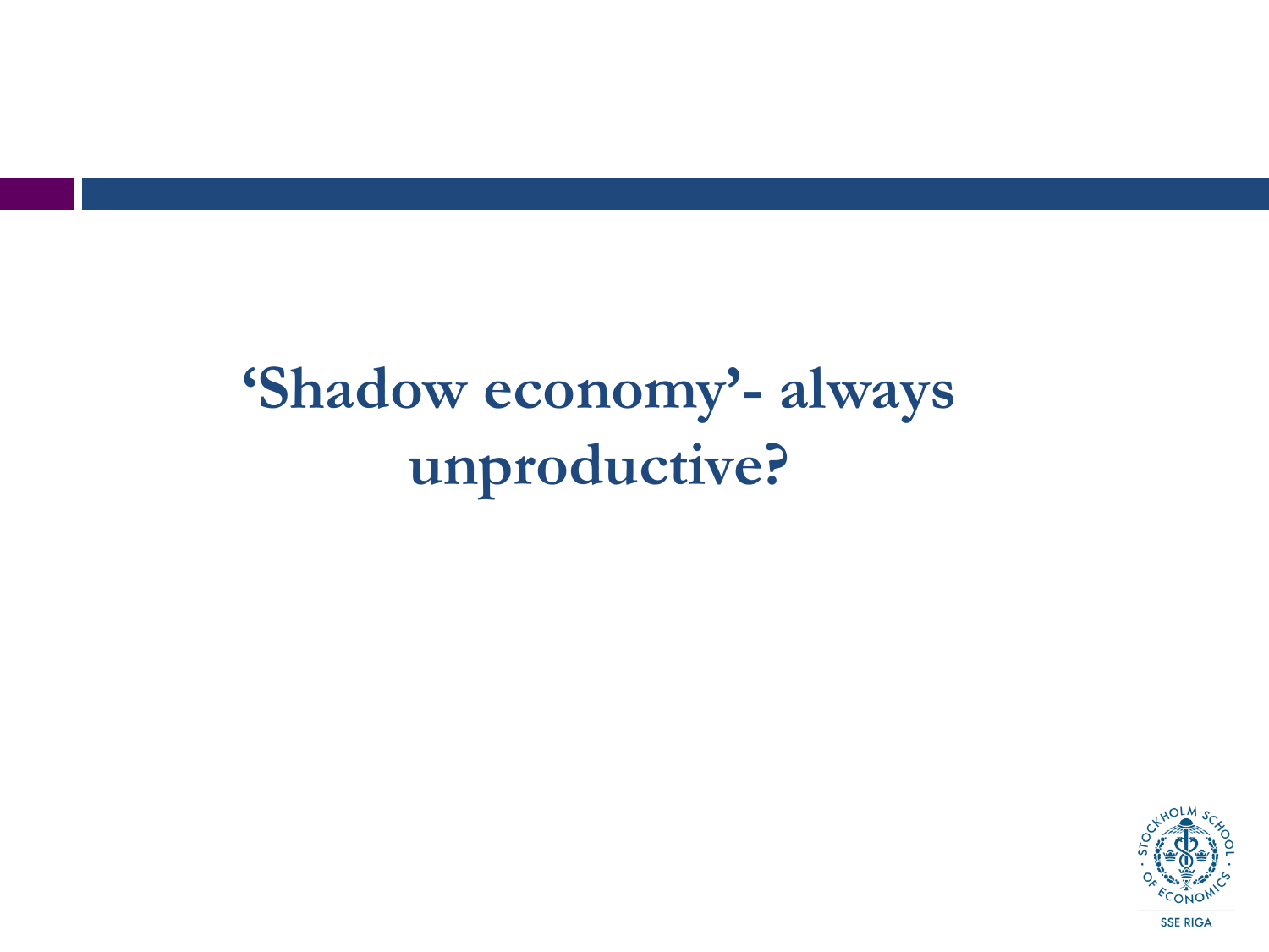# 'Shadow economy'- always unproductive?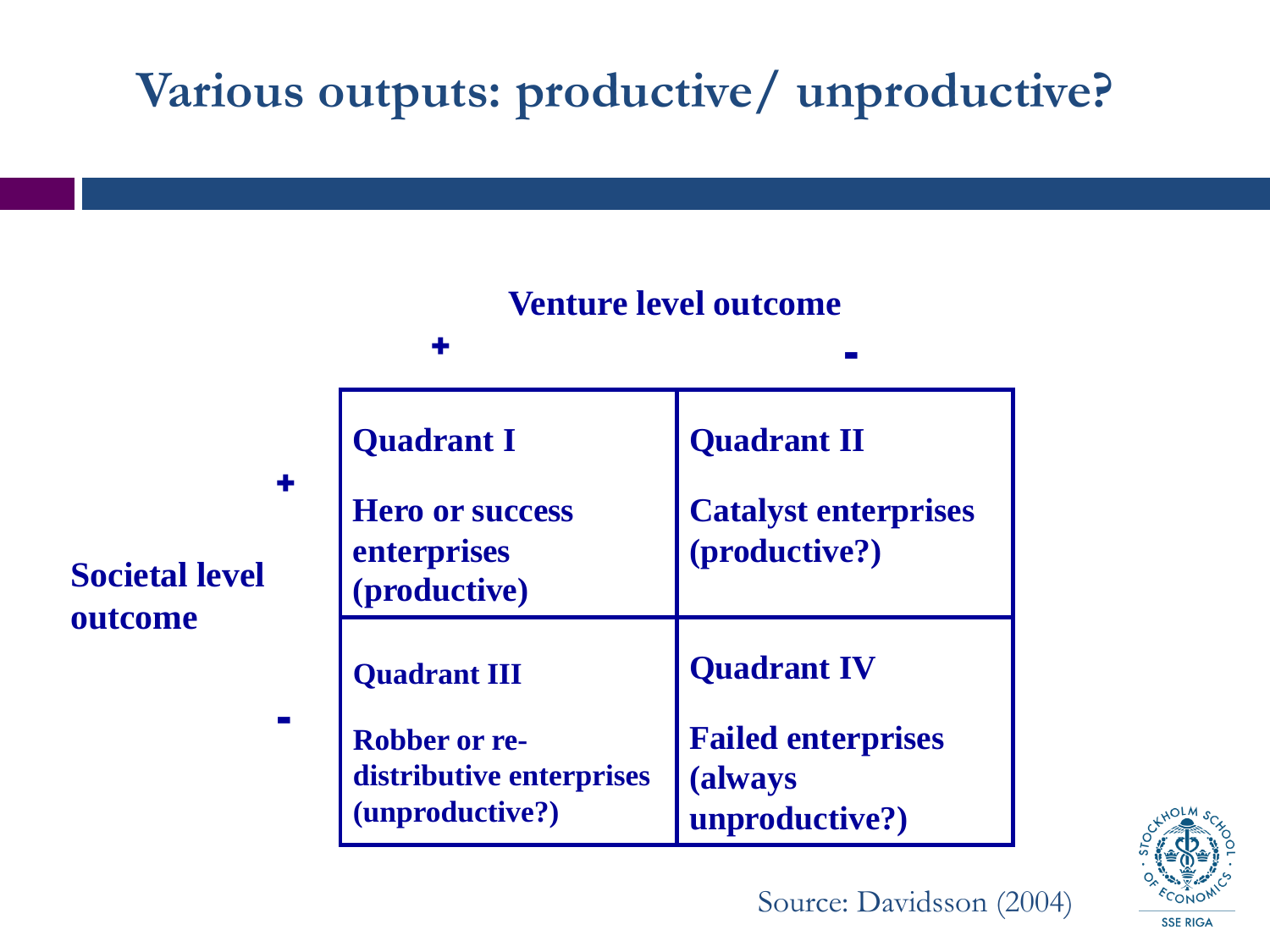# Various outputs: productive/ unproductive?

**Venture level outcome**

| Societal level outcome | Venture level outcome: + | Venture level outcome: - |
|---|---|---|
| **+** | **Quadrant I**<br>**Hero or success enterprises (productive)** | **Quadrant II**<br>**Catalyst enterprises (productive?)** |
| **-** | **Quadrant III**<br>**Robber or re-distributive enterprises (unproductive?)** | **Quadrant IV**<br>**Failed enterprises (always unproductive?)** |

Source: Davidsson (2004)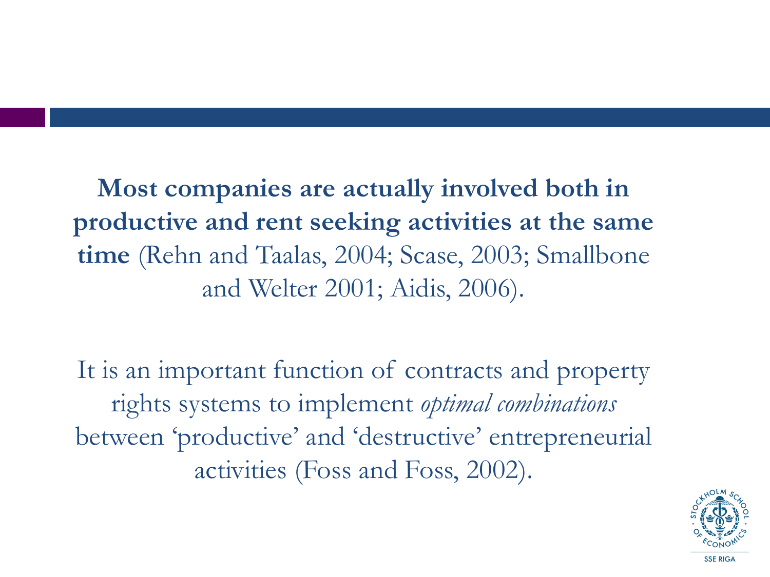**Most companies are actually involved both in productive and rent seeking activities at the same time** (Rehn and Taalas, 2004; Scase, 2003; Smallbone and Welter 2001; Aidis, 2006).

It is an important function of contracts and property rights systems to implement *optimal combinations* between 'productive' and 'destructive' entrepreneurial activities (Foss and Foss, 2002).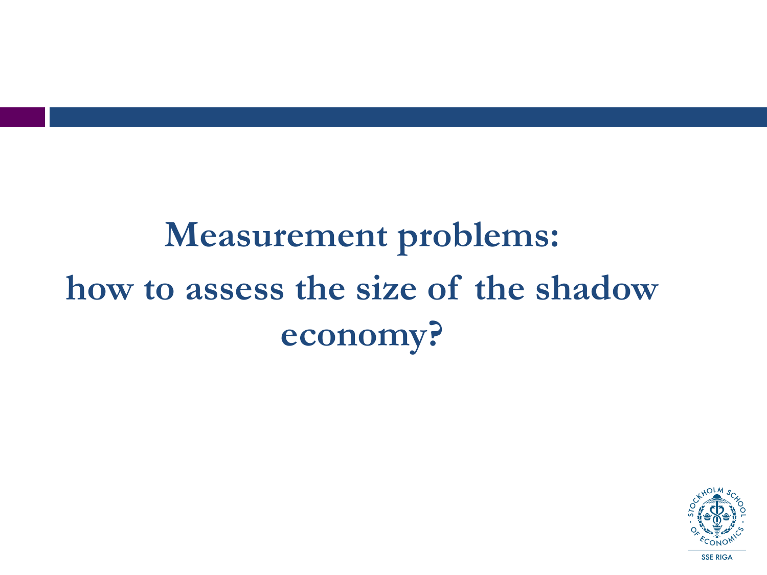# Measurement problems: how to assess the size of the shadow economy?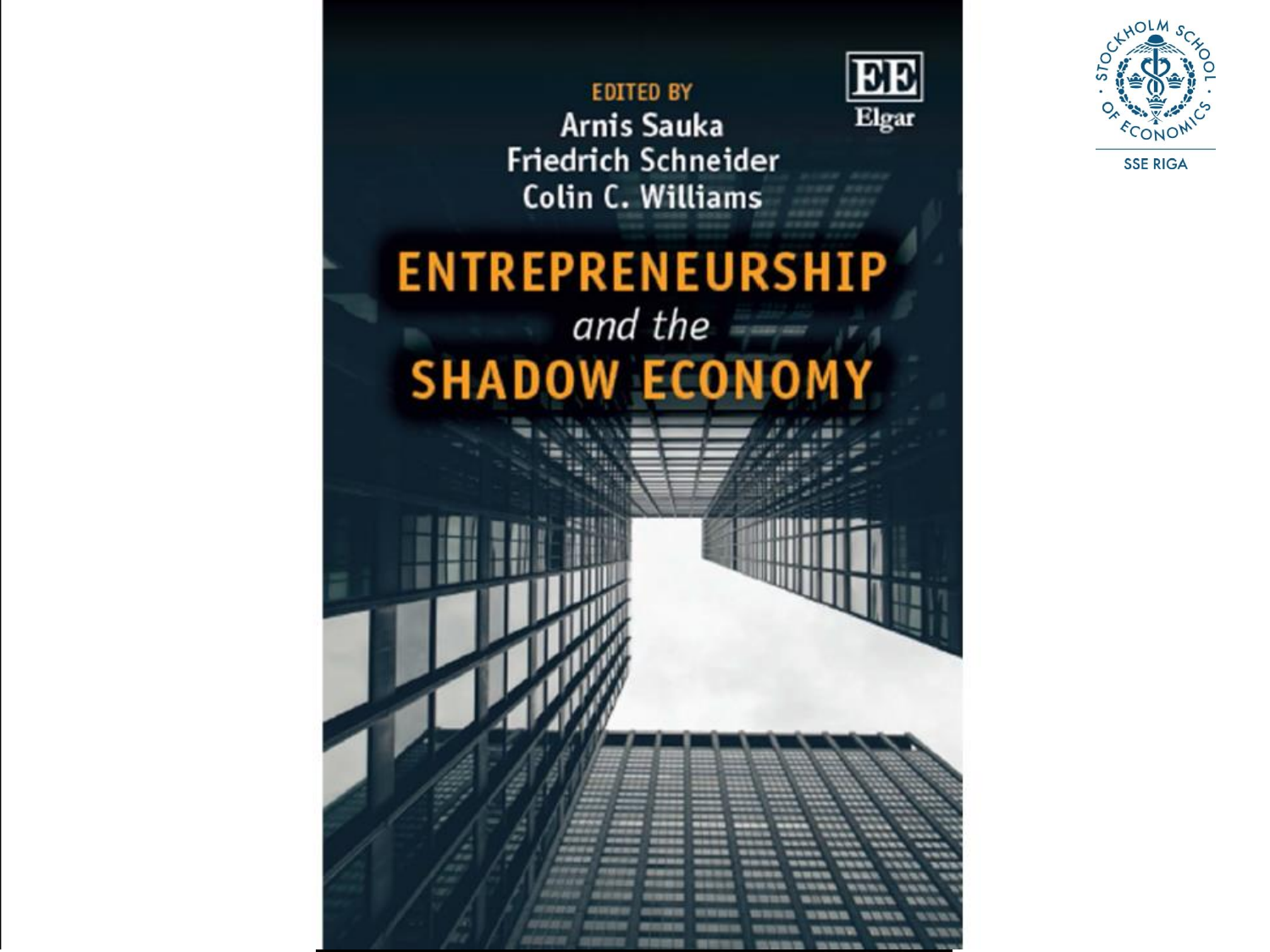EDITED BY

Arnis Sauka

Friedrich Schneider

Colin C. Williams

# ENTREPRENEURSHIP *and the* SHADOW ECONOMY

EE Elgar

STOCKHOLM SCHOOL OF ECONOMICS

SSE RIGA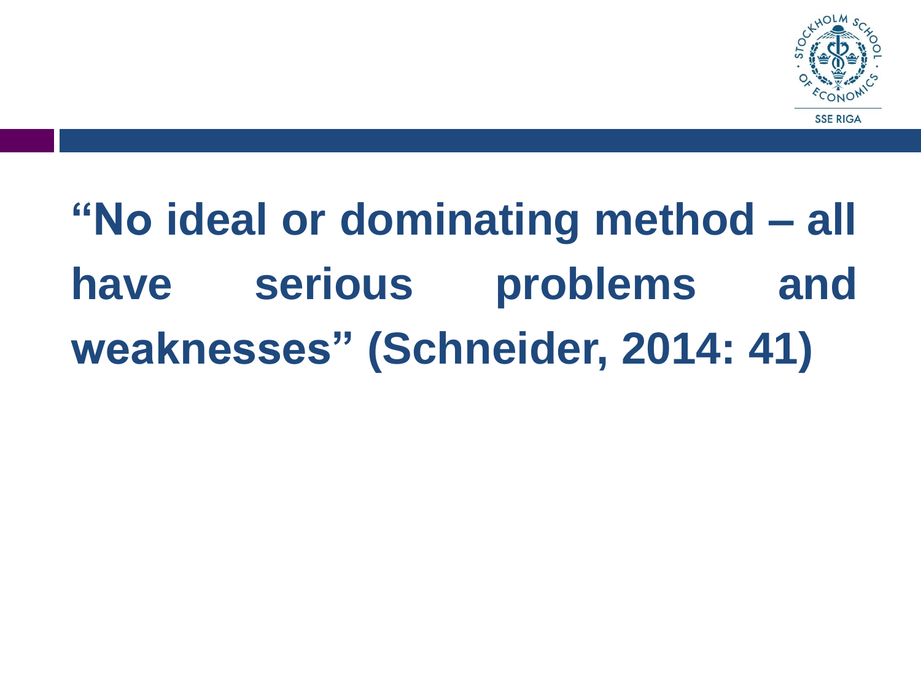**“No ideal or dominating method – all have serious problems and weaknesses” (Schneider, 2014: 41)**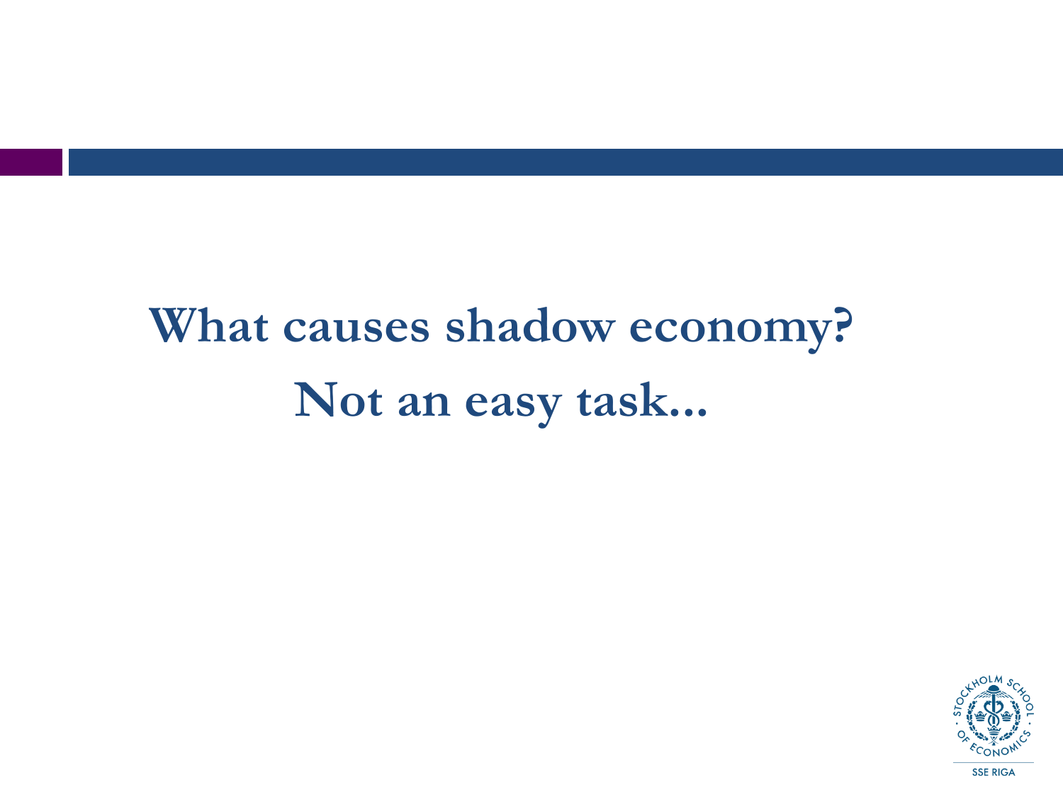# What causes shadow economy?
# Not an easy task...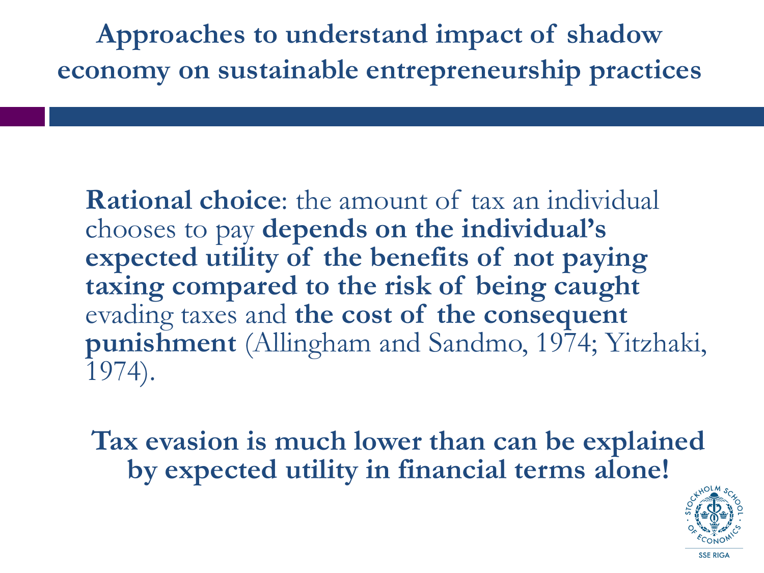# Approaches to understand impact of shadow economy on sustainable entrepreneurship practices

**Rational choice**: the amount of tax an individual chooses to pay **depends on the individual's expected utility of the benefits of not paying taxing compared to the risk of being caught** evading taxes and **the cost of the consequent punishment** (Allingham and Sandmo, 1974; Yitzhaki, 1974).

**Tax evasion is much lower than can be explained by expected utility in financial terms alone!**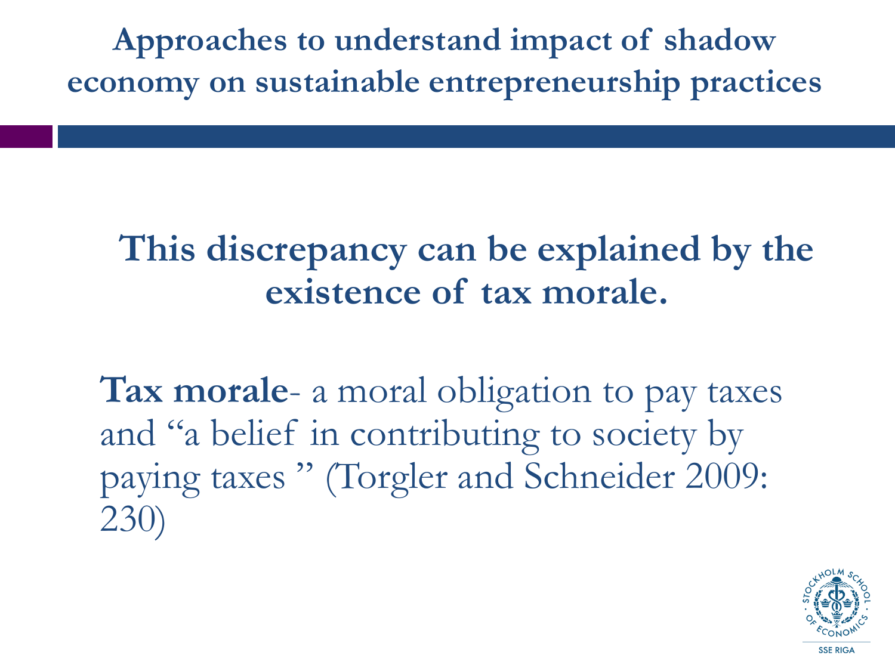# Approaches to understand impact of shadow economy on sustainable entrepreneurship practices

## This discrepancy can be explained by the existence of tax morale.

**Tax morale**- a moral obligation to pay taxes and "a belief in contributing to society by paying taxes " (Torgler and Schneider 2009: 230)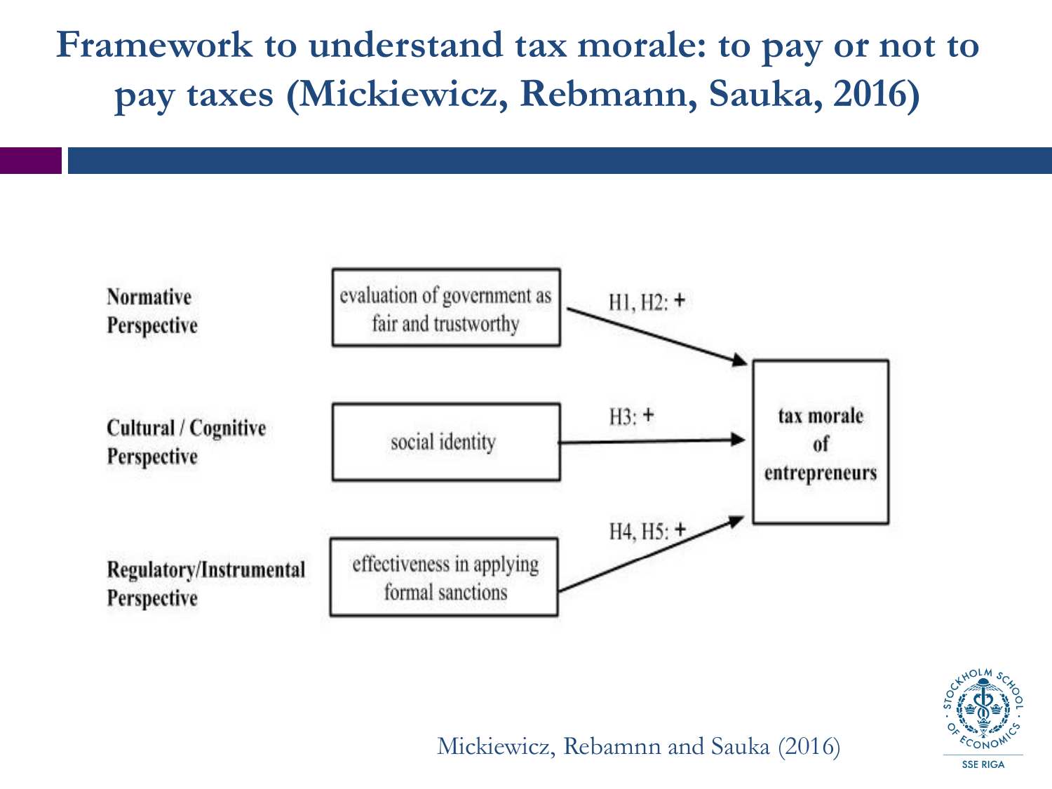# Framework to understand tax morale: to pay or not to pay taxes (Mickiewicz, Rebmann, Sauka, 2016)

**Normative Perspective** — evaluation of government as fair and trustworthy → H1, H2: + → **tax morale of entrepreneurs**

**Cultural / Cognitive Perspective** — social identity → H3: + → **tax morale of entrepreneurs**

**Regulatory/Instrumental Perspective** — effectiveness in applying formal sanctions → H4, H5: + → **tax morale of entrepreneurs**

Mickiewicz, Rebamnn and Sauka (2016)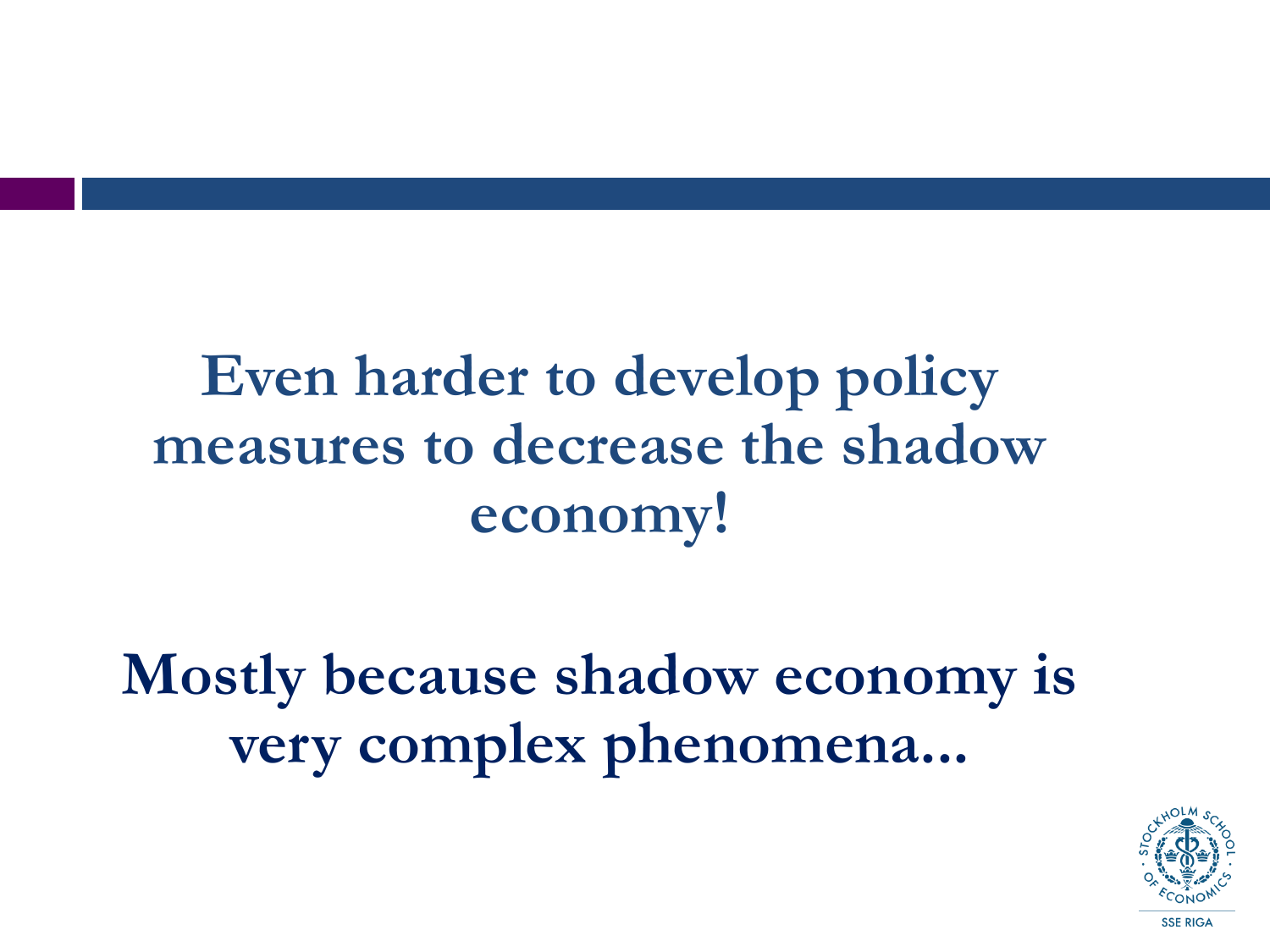**Even harder to develop policy measures to decrease the shadow economy!**

**Mostly because shadow economy is very complex phenomena...**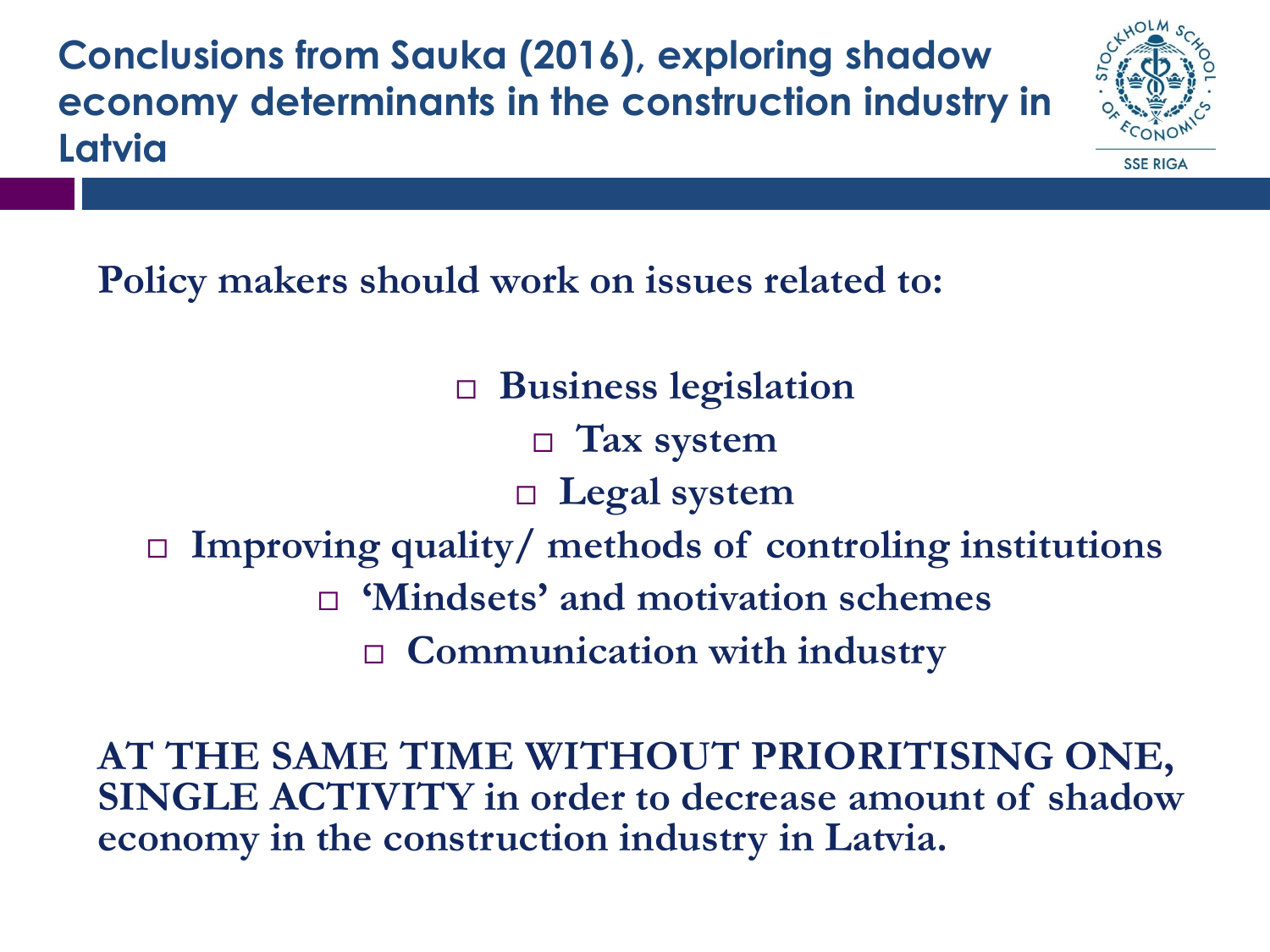# Conclusions from Sauka (2016), exploring shadow economy determinants in the construction industry in Latvia

**Policy makers should work on issues related to:**

- **Business legislation**
- **Tax system**
- **Legal system**
- **Improving quality/ methods of controling institutions**
- **'Mindsets' and motivation schemes**
- **Communication with industry**

**AT THE SAME TIME WITHOUT PRIORITISING ONE, SINGLE ACTIVITY in order to decrease amount of shadow economy in the construction industry in Latvia.**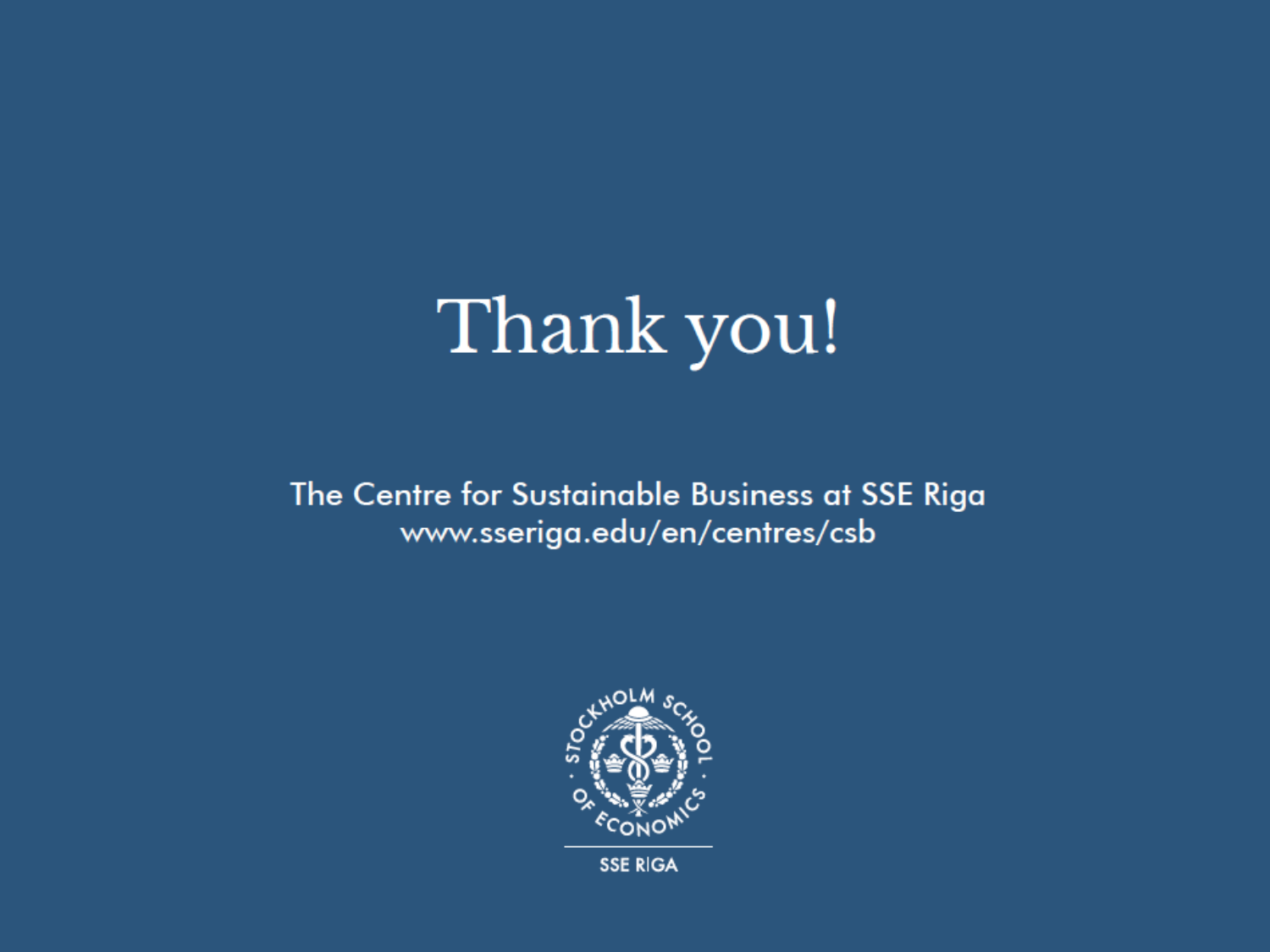# Thank you!

The Centre for Sustainable Business at SSE Riga
www.sseriga.edu/en/centres/csb

STOCKHOLM SCHOOL OF ECONOMICS

SSE RIGA